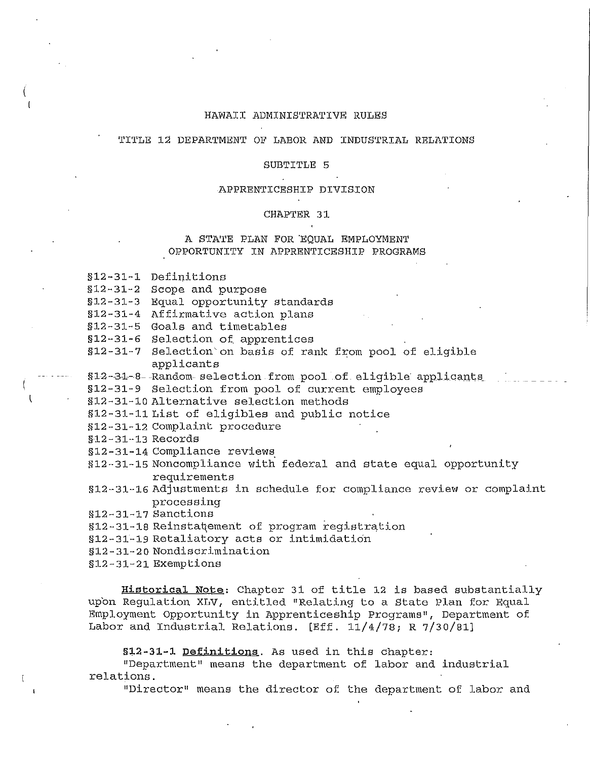# HAWAII ADMINISTRATIVE RULES

## TITLE 12 DEPARTMENT OF LABOR AND INDUSTRIAL RELATIONS

### SUBTITLE 5

### APPRENTICESHIP DIVISION

### CHAPTER 31

### A STATE PLAN FOR EQUAL EMPLOYMENT OPPORTUNITY IN APPRENTICESHIP PROGRAMS

§12-31-1 Definitions
§12-31-2 Scope and purpose
§12-31-3 Equal opportunity standards
§12-31-4 Affirmative action plans
§12-31-5 Goals and timetables
§12-31-6 Selection of apprentices
§12-31-7 Selection on basis of rank from pool of eligible applicants
§12-31-8 Random selection from pool of eligible applicants
§12-31-9 Selection from pool of current employees
§12-31-10 Alternative selection methods
§12-31-11 List of eligibles and public notice
§12-31-12 Complaint procedure
§12-31-13 Records
§12-31-14 Compliance reviews
§12-31-15 Noncompliance with federal and state equal opportunity requirements
§12-31-16 Adjustments in schedule for compliance review or complaint processing
§12-31-17 Sanctions
§12-31-18 Reinstatement of program registration
§12-31-19 Retaliatory acts or intimidation
§12-31-20 Nondiscrimination
§12-31-21 Exemptions

**Historical Note**: Chapter 31 of title 12 is based substantially upon Regulation XLV, entitled "Relating to a State Plan for Equal Employment Opportunity in Apprenticeship Programs", Department of Labor and Industrial Relations. [Eff. 11/4/78; R 7/30/81]

**§12-31-1 Definitions**. As used in this chapter:

"Department" means the department of labor and industrial relations.

"Director" means the director of the department of labor and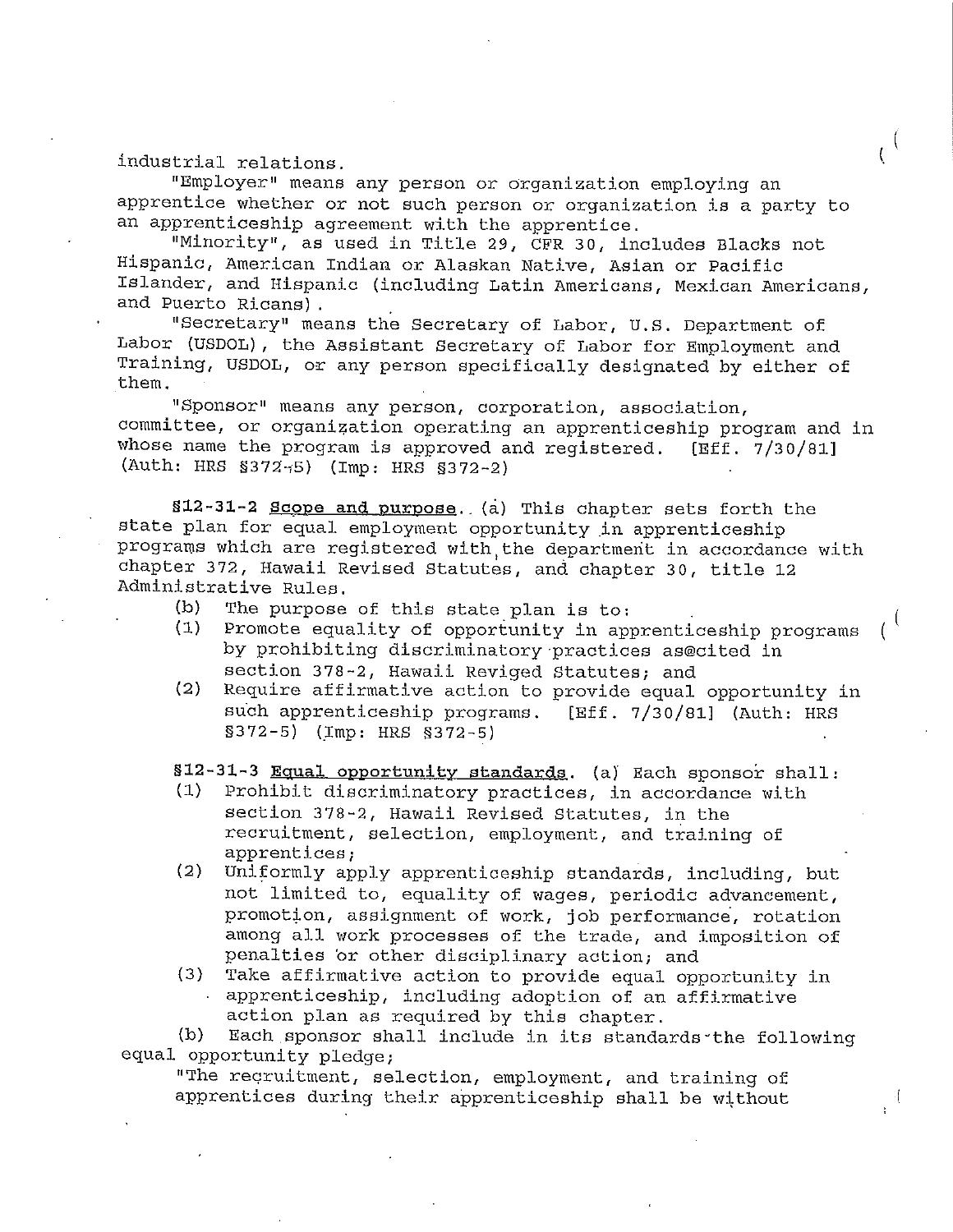industrial relations.

"Employer" means any person or organization employing an apprentice whether or not such person or organization is a party to an apprenticeship agreement with the apprentice.

"Minority", as used in Title 29, CFR 30, includes Blacks not Hispanic, American Indian or Alaskan Native, Asian or Pacific Islander, and Hispanic (including Latin Americans, Mexican Americans, and Puerto Ricans).

"Secretary" means the Secretary of Labor, U.S. Department of Labor (USDOL), the Assistant Secretary of Labor for Employment and Training, USDOL, or any person specifically designated by either of them.

"Sponsor" means any person, corporation, association, committee, or organization operating an apprenticeship program and in whose name the program is approved and registered. [Eff. 7/30/81] (Auth: HRS §372-5) (Imp: HRS §372-2)

§12-31-2 <u>Scope and purpose</u>. (a) This chapter sets forth the state plan for equal employment opportunity in apprenticeship programs which are registered with the department in accordance with chapter 372, Hawaii Revised Statutes, and chapter 30, title 12 Administrative Rules.

(b) The purpose of this state plan is to:

(1) Promote equality of opportunity in apprenticeship programs by prohibiting discriminatory practices as cited in section 378-2, Hawaii Revised Statutes; and
(2) Require affirmative action to provide equal opportunity in such apprenticeship programs. [Eff. 7/30/81] (Auth: HRS §372-5) (Imp: HRS §372-5)

§12-31-3 <u>Equal opportunity standards</u>. (a) Each sponsor shall:

(1) Prohibit discriminatory practices, in accordance with section 378-2, Hawaii Revised Statutes, in the recruitment, selection, employment, and training of apprentices;
(2) Uniformly apply apprenticeship standards, including, but not limited to, equality of wages, periodic advancement, promotion, assignment of work, job performance, rotation among all work processes of the trade, and imposition of penalties or other disciplinary action; and
(3) Take affirmative action to provide equal opportunity in apprenticeship, including adoption of an affirmative action plan as required by this chapter.

(b) Each sponsor shall include in its standards the following equal opportunity pledge;

"The recruitment, selection, employment, and training of apprentices during their apprenticeship shall be without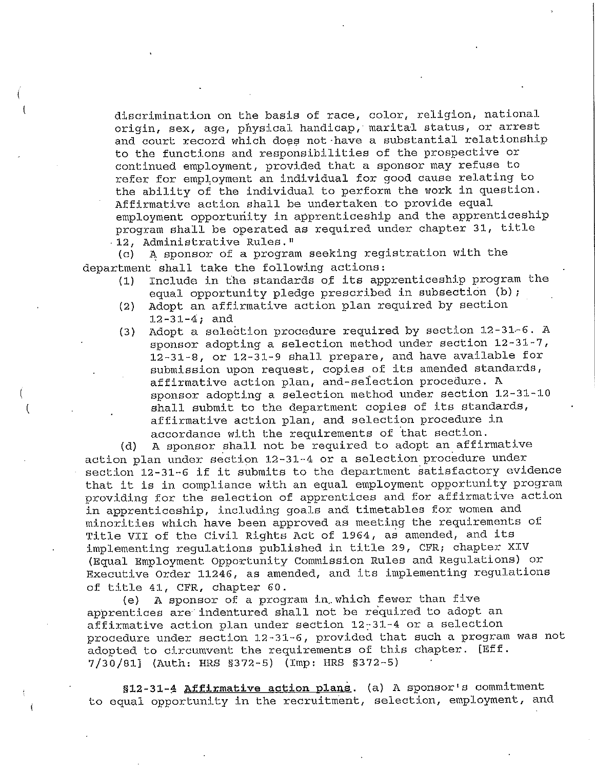discrimination on the basis of race, color, religion, national origin, sex, age, physical handicap, marital status, or arrest and court record which does not have a substantial relationship to the functions and responsibilities of the prospective or continued employment, provided that a sponsor may refuse to refer for employment an individual for good cause relating to the ability of the individual to perform the work in question. Affirmative action shall be undertaken to provide equal employment opportunity in apprenticeship and the apprenticeship program shall be operated as required under chapter 31, title 12, Administrative Rules."

(c) A sponsor of a program seeking registration with the department shall take the following actions:

(1) Include in the standards of its apprenticeship program the equal opportunity pledge prescribed in subsection (b);
(2) Adopt an affirmative action plan required by section 12-31-4; and
(3) Adopt a selection procedure required by section 12-31-6. A sponsor adopting a selection method under section 12-31-7, 12-31-8, or 12-31-9 shall prepare, and have available for submission upon request, copies of its amended standards, affirmative action plan, and selection procedure. A sponsor adopting a selection method under section 12-31-10 shall submit to the department copies of its standards, affirmative action plan, and selection procedure in accordance with the requirements of that section.

(d) A sponsor shall not be required to adopt an affirmative action plan under section 12-31-4 or a selection procedure under section 12-31-6 if it submits to the department satisfactory evidence that it is in compliance with an equal employment opportunity program providing for the selection of apprentices and for affirmative action in apprenticeship, including goals and timetables for women and minorities which have been approved as meeting the requirements of Title VII of the Civil Rights Act of 1964, as amended, and its implementing regulations published in title 29, CFR; chapter XIV (Equal Employment Opportunity Commission Rules and Regulations) or Executive Order 11246, as amended, and its implementing regulations of title 41, CFR, chapter 60.

(e) A sponsor of a program in which fewer than five apprentices are indentured shall not be required to adopt an affirmative action plan under section 12-31-4 or a selection procedure under section 12-31-6, provided that such a program was not adopted to circumvent the requirements of this chapter. [Eff. 7/30/81] (Auth: HRS §372-5) (Imp: HRS §372-5)

§12-31-4 **Affirmative action plans**. (a) A sponsor's commitment to equal opportunity in the recruitment, selection, employment, and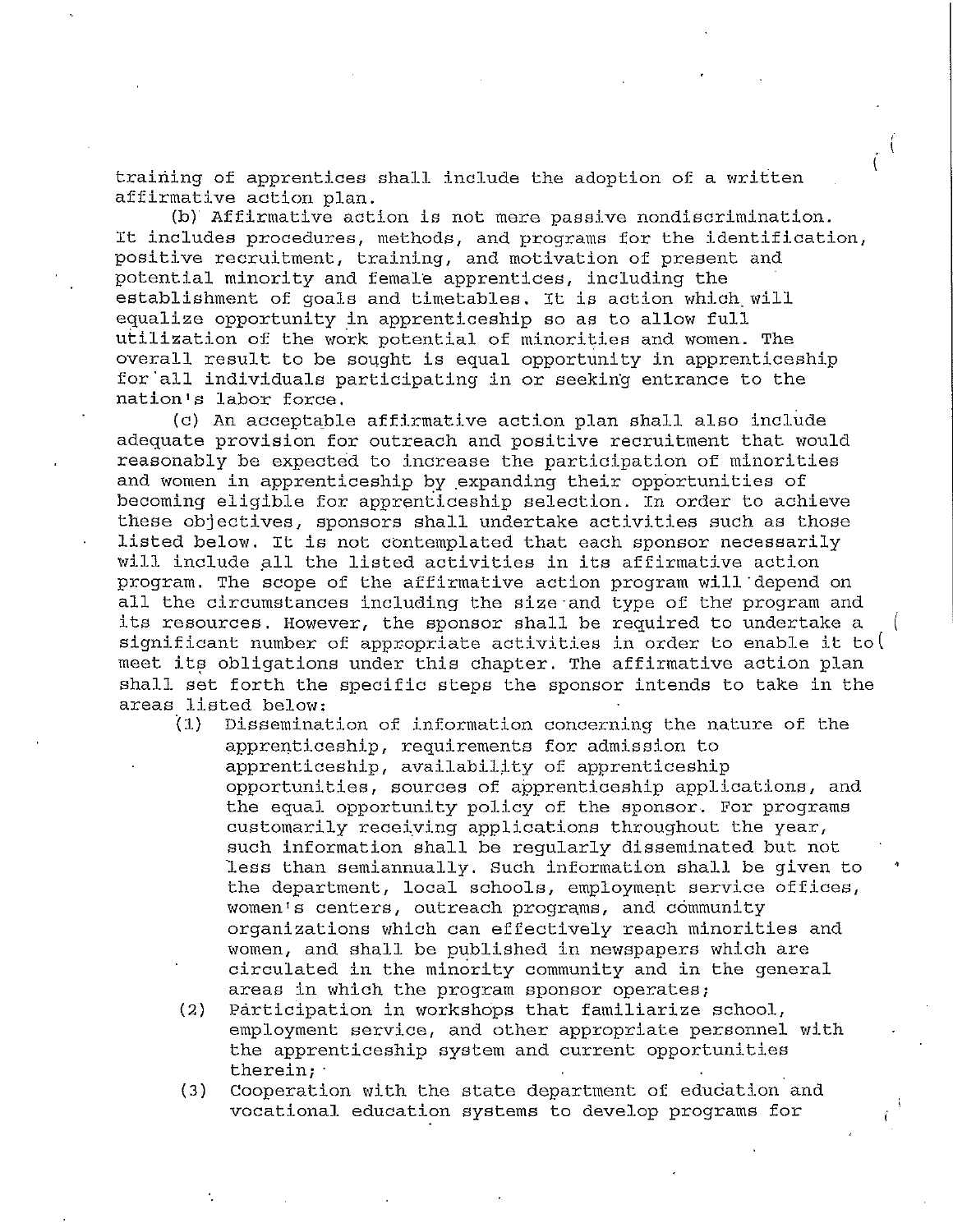training of apprentices shall include the adoption of a written affirmative action plan.

(b) Affirmative action is not mere passive nondiscrimination. It includes procedures, methods, and programs for the identification, positive recruitment, training, and motivation of present and potential minority and female apprentices, including the establishment of goals and timetables. It is action which will equalize opportunity in apprenticeship so as to allow full utilization of the work potential of minorities and women. The overall result to be sought is equal opportunity in apprenticeship for all individuals participating in or seeking entrance to the nation's labor force.

(c) An acceptable affirmative action plan shall also include adequate provision for outreach and positive recruitment that would reasonably be expected to increase the participation of minorities and women in apprenticeship by expanding their opportunities of becoming eligible for apprenticeship selection. In order to achieve these objectives, sponsors shall undertake activities such as those listed below. It is not contemplated that each sponsor necessarily will include all the listed activities in its affirmative action program. The scope of the affirmative action program will depend on all the circumstances including the size and type of the program and its resources. However, the sponsor shall be required to undertake a significant number of appropriate activities in order to enable it to meet its obligations under this chapter. The affirmative action plan shall set forth the specific steps the sponsor intends to take in the areas listed below:

(1) Dissemination of information concerning the nature of the apprenticeship, requirements for admission to apprenticeship, availability of apprenticeship opportunities, sources of apprenticeship applications, and the equal opportunity policy of the sponsor. For programs customarily receiving applications throughout the year, such information shall be regularly disseminated but not less than semiannually. Such information shall be given to the department, local schools, employment service offices, women's centers, outreach programs, and community organizations which can effectively reach minorities and women, and shall be published in newspapers which are circulated in the minority community and in the general areas in which the program sponsor operates;

(2) Participation in workshops that familiarize school, employment service, and other appropriate personnel with the apprenticeship system and current opportunities therein;

(3) Cooperation with the state department of education and vocational education systems to develop programs for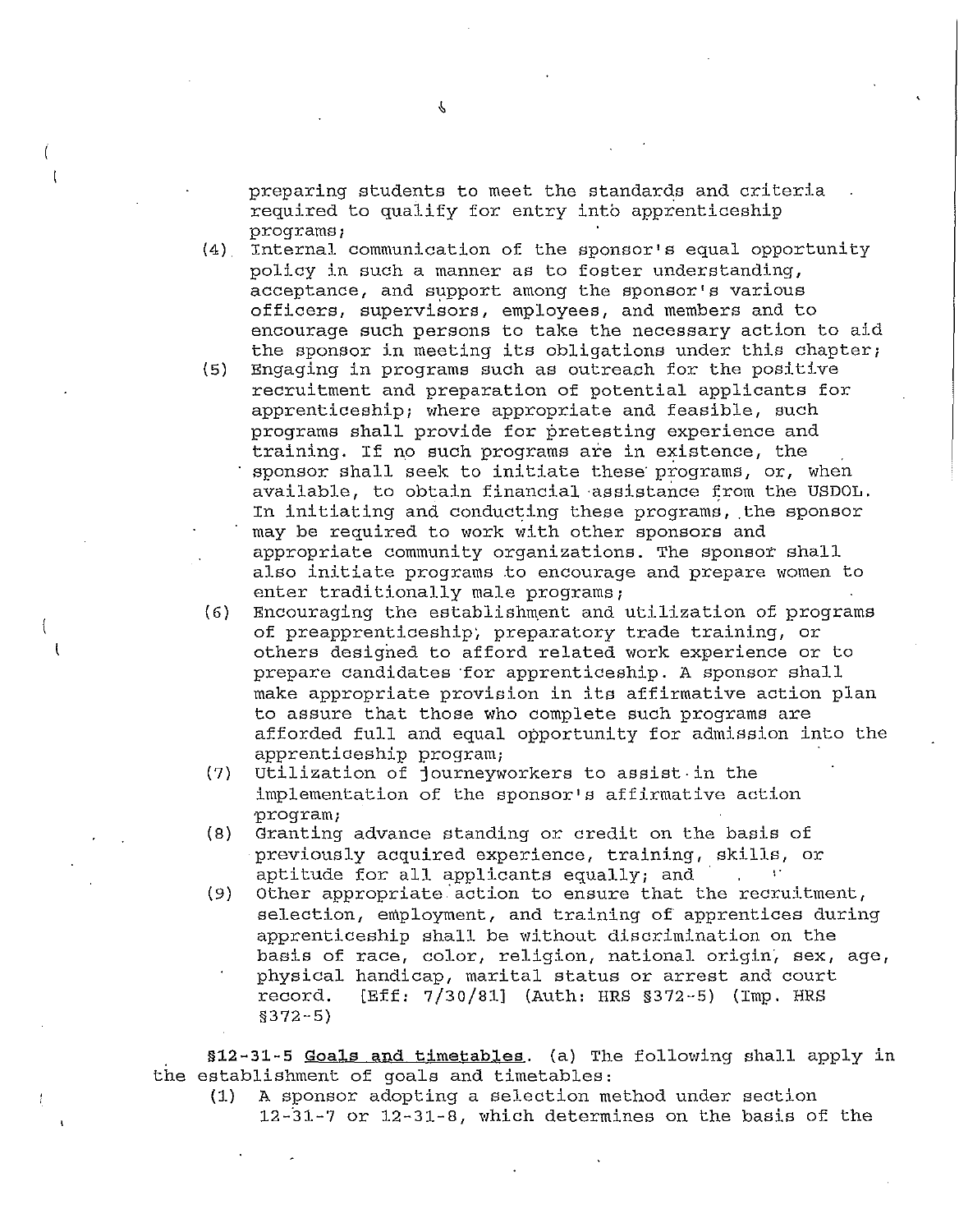preparing students to meet the standards and criteria required to qualify for entry into apprenticeship programs;

(4) Internal communication of the sponsor's equal opportunity policy in such a manner as to foster understanding, acceptance, and support among the sponsor's various officers, supervisors, employees, and members and to encourage such persons to take the necessary action to aid the sponsor in meeting its obligations under this chapter;

(5) Engaging in programs such as outreach for the positive recruitment and preparation of potential applicants for apprenticeship; where appropriate and feasible, such programs shall provide for pretesting experience and training. If no such programs are in existence, the sponsor shall seek to initiate these programs, or, when available, to obtain financial assistance from the USDOL. In initiating and conducting these programs, the sponsor may be required to work with other sponsors and appropriate community organizations. The sponsor shall also initiate programs to encourage and prepare women to enter traditionally male programs;

(6) Encouraging the establishment and utilization of programs of preapprenticeship, preparatory trade training, or others designed to afford related work experience or to prepare candidates for apprenticeship. A sponsor shall make appropriate provision in its affirmative action plan to assure that those who complete such programs are afforded full and equal opportunity for admission into the apprenticeship program;

(7) Utilization of journeyworkers to assist in the implementation of the sponsor's affirmative action program;

(8) Granting advance standing or credit on the basis of previously acquired experience, training, skills, or aptitude for all applicants equally; and

(9) Other appropriate action to ensure that the recruitment, selection, employment, and training of apprentices during apprenticeship shall be without discrimination on the basis of race, color, religion, national origin, sex, age, physical handicap, marital status or arrest and court record. [Eff: 7/30/81] (Auth: HRS §372-5) (Imp. HRS §372-5)

§12-31-5 Goals and timetables. (a) The following shall apply in the establishment of goals and timetables:

(1) A sponsor adopting a selection method under section 12-31-7 or 12-31-8, which determines on the basis of the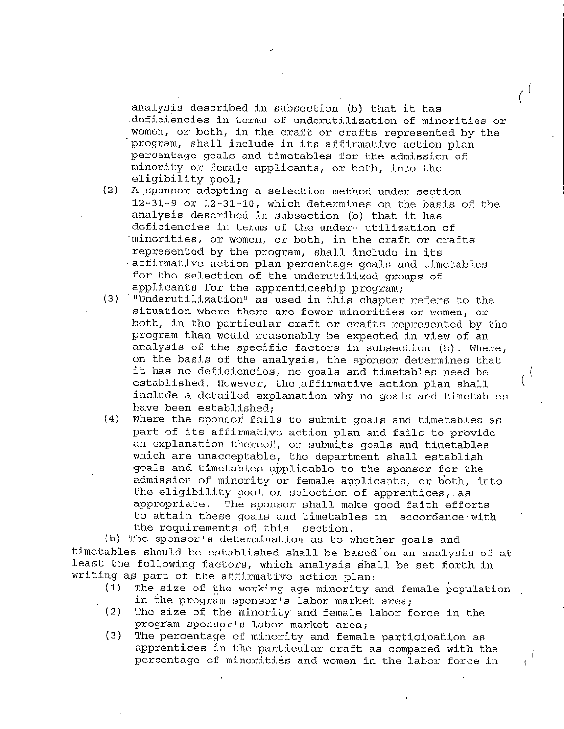analysis described in subsection (b) that it has deficiencies in terms of underutilization of minorities or women, or both, in the craft or crafts represented by the program, shall include in its affirmative action plan percentage goals and timetables for the admission of minority or female applicants, or both, into the eligibility pool;

(2) A sponsor adopting a selection method under section 12-31-9 or 12-31-10, which determines on the basis of the analysis described in subsection (b) that it has deficiencies in terms of the under- utilization of minorities, or women, or both, in the craft or crafts represented by the program, shall include in its affirmative action plan percentage goals and timetables for the selection of the underutilized groups of applicants for the apprenticeship program;

(3) "Underutilization" as used in this chapter refers to the situation where there are fewer minorities or women, or both, in the particular craft or crafts represented by the program than would reasonably be expected in view of an analysis of the specific factors in subsection (b). Where, on the basis of the analysis, the sponsor determines that it has no deficiencies, no goals and timetables need be established. However, the affirmative action plan shall include a detailed explanation why no goals and timetables have been established;

(4) Where the sponsor fails to submit goals and timetables as part of its affirmative action plan and fails to provide an explanation thereof, or submits goals and timetables which are unacceptable, the department shall establish goals and timetables applicable to the sponsor for the admission of minority or female applicants, or both, into the eligibility pool or selection of apprentices, as appropriate. The sponsor shall make good faith efforts to attain these goals and timetables in accordance with the requirements of this section.

(b) The sponsor's determination as to whether goals and timetables should be established shall be based on an analysis of at least the following factors, which analysis shall be set forth in writing as part of the affirmative action plan:

(1) The size of the working age minority and female population in the program sponsor's labor market area;

(2) The size of the minority and female labor force in the program sponsor's labor market area;

(3) The percentage of minority and female participation as apprentices in the particular craft as compared with the percentage of minorities and women in the labor force in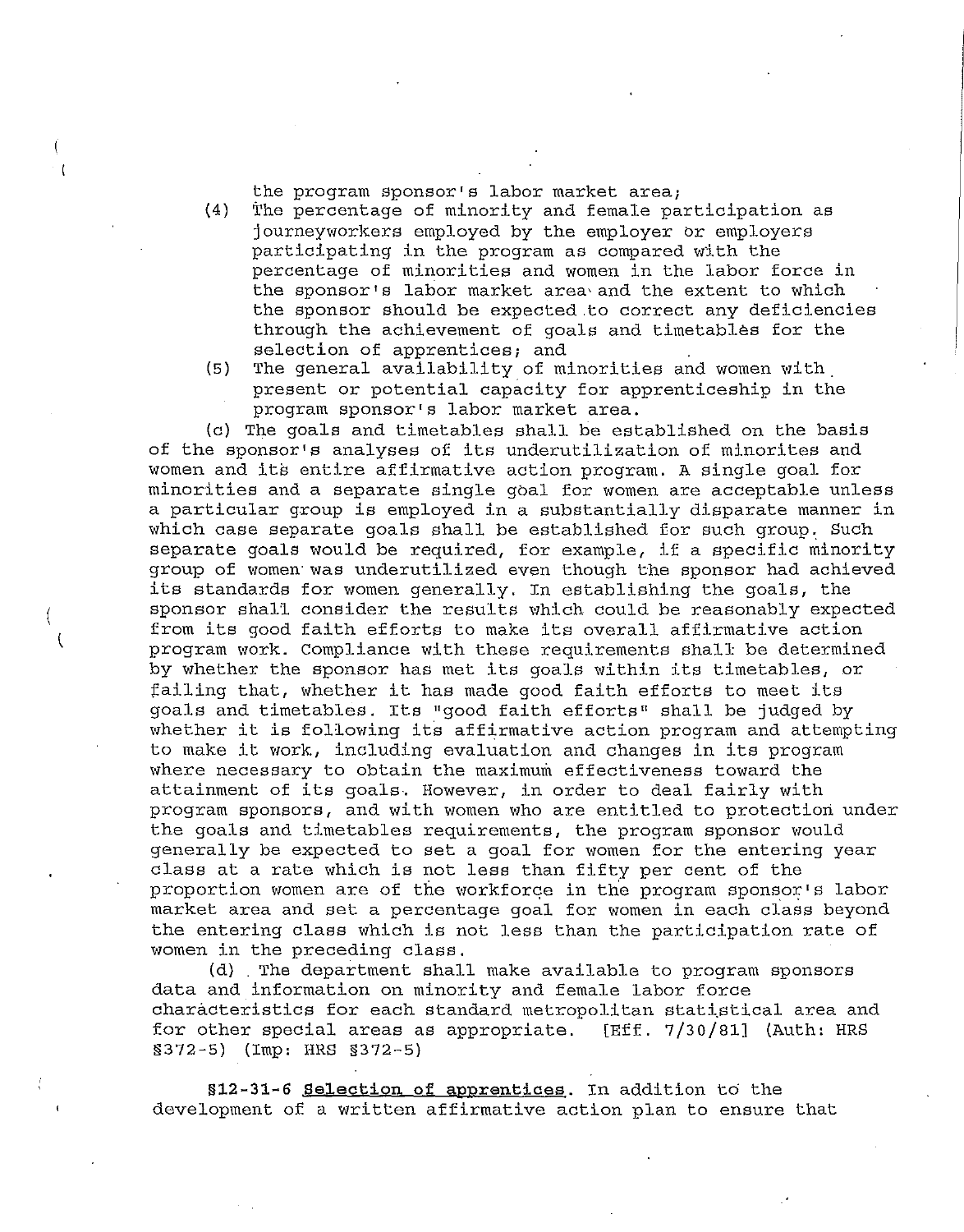the program sponsor's labor market area;

(4) The percentage of minority and female participation as journeyworkers employed by the employer or employers participating in the program as compared with the percentage of minorities and women in the labor force in the sponsor's labor market area and the extent to which the sponsor should be expected to correct any deficiencies through the achievement of goals and timetables for the selection of apprentices; and

(5) The general availability of minorities and women with present or potential capacity for apprenticeship in the program sponsor's labor market area.

(c) The goals and timetables shall be established on the basis of the sponsor's analyses of its underutilization of minorites and women and its entire affirmative action program. A single goal for minorities and a separate single goal for women are acceptable unless a particular group is employed in a substantially disparate manner in which case separate goals shall be established for such group. Such separate goals would be required, for example, if a specific minority group of women was underutilized even though the sponsor had achieved its standards for women generally. In establishing the goals, the sponsor shall consider the results which could be reasonably expected from its good faith efforts to make its overall affirmative action program work. Compliance with these requirements shall be determined by whether the sponsor has met its goals within its timetables, or failing that, whether it has made good faith efforts to meet its goals and timetables. Its "good faith efforts" shall be judged by whether it is following its affirmative action program and attempting to make it work, including evaluation and changes in its program where necessary to obtain the maximum effectiveness toward the attainment of its goals. However, in order to deal fairly with program sponsors, and with women who are entitled to protection under the goals and timetables requirements, the program sponsor would generally be expected to set a goal for women for the entering year class at a rate which is not less than fifty per cent of the proportion women are of the workforce in the program sponsor's labor market area and set a percentage goal for women in each class beyond the entering class which is not less than the participation rate of women in the preceding class.

(d) The department shall make available to program sponsors data and information on minority and female labor force characteristics for each standard metropolitan statistical area and for other special areas as appropriate. [Eff. 7/30/81] (Auth: HRS §372-5) (Imp: HRS §372-5)

**§12-31-6** **Selection of apprentices.** In addition to the development of a written affirmative action plan to ensure that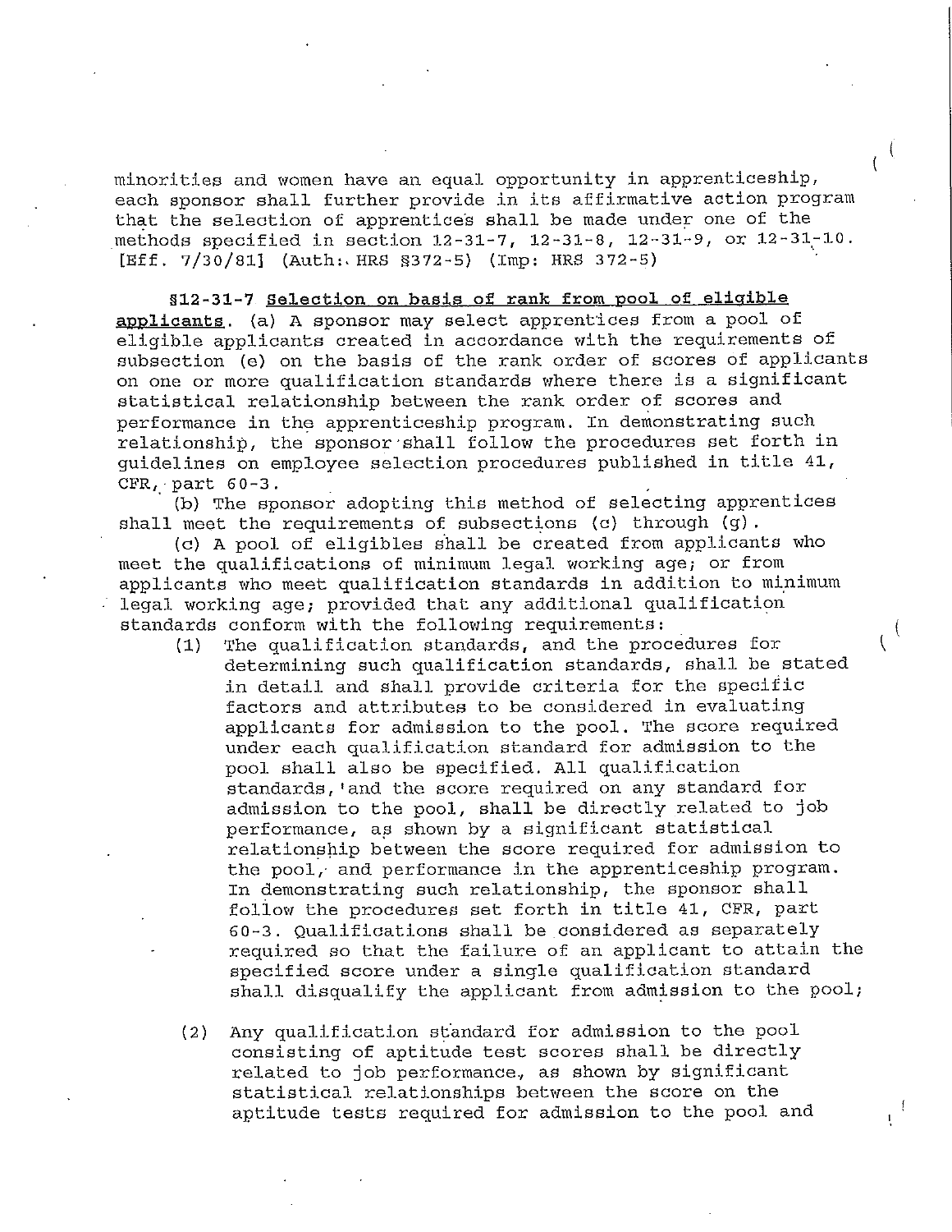minorities and women have an equal opportunity in apprenticeship, each sponsor shall further provide in its affirmative action program that the selection of apprentices shall be made under one of the methods specified in section 12-31-7, 12-31-8, 12-31-9, or 12-31-10. [Eff. 7/30/81] (Auth: HRS §372-5) (Imp: HRS 372-5)

§12-31-7 __Selection on basis of rank from pool of eligible applicants__. (a) A sponsor may select apprentices from a pool of eligible applicants created in accordance with the requirements of subsection (c) on the basis of the rank order of scores of applicants on one or more qualification standards where there is a significant statistical relationship between the rank order of scores and performance in the apprenticeship program. In demonstrating such relationship, the sponsor shall follow the procedures set forth in guidelines on employee selection procedures published in title 41, CFR, part 60-3.

(b) The sponsor adopting this method of selecting apprentices shall meet the requirements of subsections (c) through (g).

(c) A pool of eligibles shall be created from applicants who meet the qualifications of minimum legal working age; or from applicants who meet qualification standards in addition to minimum legal working age; provided that any additional qualification standards conform with the following requirements:

(1) The qualification standards, and the procedures for determining such qualification standards, shall be stated in detail and shall provide criteria for the specific factors and attributes to be considered in evaluating applicants for admission to the pool. The score required under each qualification standard for admission to the pool shall also be specified. All qualification standards, and the score required on any standard for admission to the pool, shall be directly related to job performance, as shown by a significant statistical relationship between the score required for admission to the pool, and performance in the apprenticeship program. In demonstrating such relationship, the sponsor shall follow the procedures set forth in title 41, CFR, part 60-3. Qualifications shall be considered as separately required so that the failure of an applicant to attain the specified score under a single qualification standard shall disqualify the applicant from admission to the pool;

(2) Any qualification standard for admission to the pool consisting of aptitude test scores shall be directly related to job performance, as shown by significant statistical relationships between the score on the aptitude tests required for admission to the pool and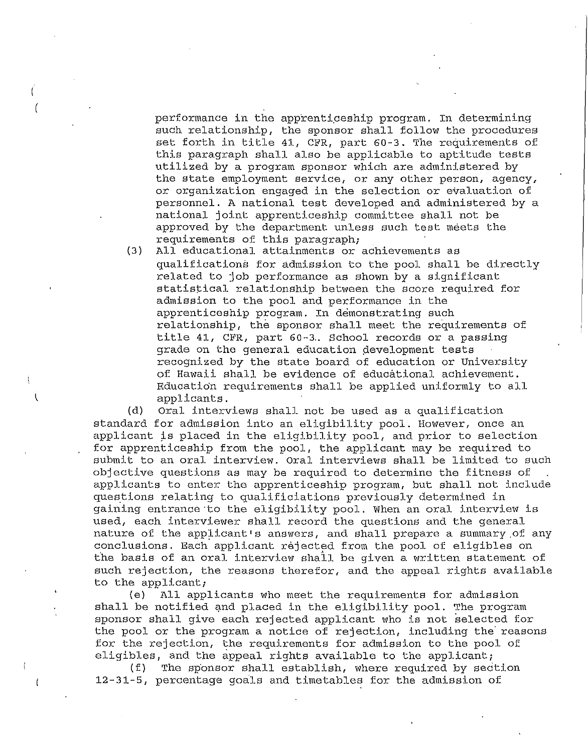performance in the apprenticeship program. In determining such relationship, the sponsor shall follow the procedures set forth in title 41, CFR, part 60-3. The requirements of this paragraph shall also be applicable to aptitude tests utilized by a program sponsor which are administered by the state employment service, or any other person, agency, or organization engaged in the selection or evaluation of personnel. A national test developed and administered by a national joint apprenticeship committee shall not be approved by the department unless such test meets the requirements of this paragraph;

(3) All educational attainments or achievements as qualifications for admission to the pool shall be directly related to job performance as shown by a significant statistical relationship between the score required for admission to the pool and performance in the apprenticeship program. In demonstrating such relationship, the sponsor shall meet the requirements of title 41, CFR, part 60-3. School records or a passing grade on the general education development tests recognized by the state board of education or University of Hawaii shall be evidence of educational achievement. Education requirements shall be applied uniformly to all applicants.

(d) Oral interviews shall not be used as a qualification standard for admission into an eligibility pool. However, once an applicant is placed in the eligibility pool, and prior to selection for apprenticeship from the pool, the applicant may be required to submit to an oral interview. Oral interviews shall be limited to such objective questions as may be required to determine the fitness of applicants to enter the apprenticeship program, but shall not include questions relating to qualificiations previously determined in gaining entrance to the eligibility pool. When an oral interview is used, each interviewer shall record the questions and the general nature of the applicant's answers, and shall prepare a summary of any conclusions. Each applicant rejected from the pool of eligibles on the basis of an oral interview shall be given a written statement of such rejection, the reasons therefor, and the appeal rights available to the applicant;

(e) All applicants who meet the requirements for admission shall be notified and placed in the eligibility pool. The program sponsor shall give each rejected applicant who is not selected for the pool or the program a notice of rejection, including the reasons for the rejection, the requirements for admission to the pool of eligibles, and the appeal rights available to the applicant;

(f) The sponsor shall establish, where required by section 12-31-5, percentage goals and timetables for the admission of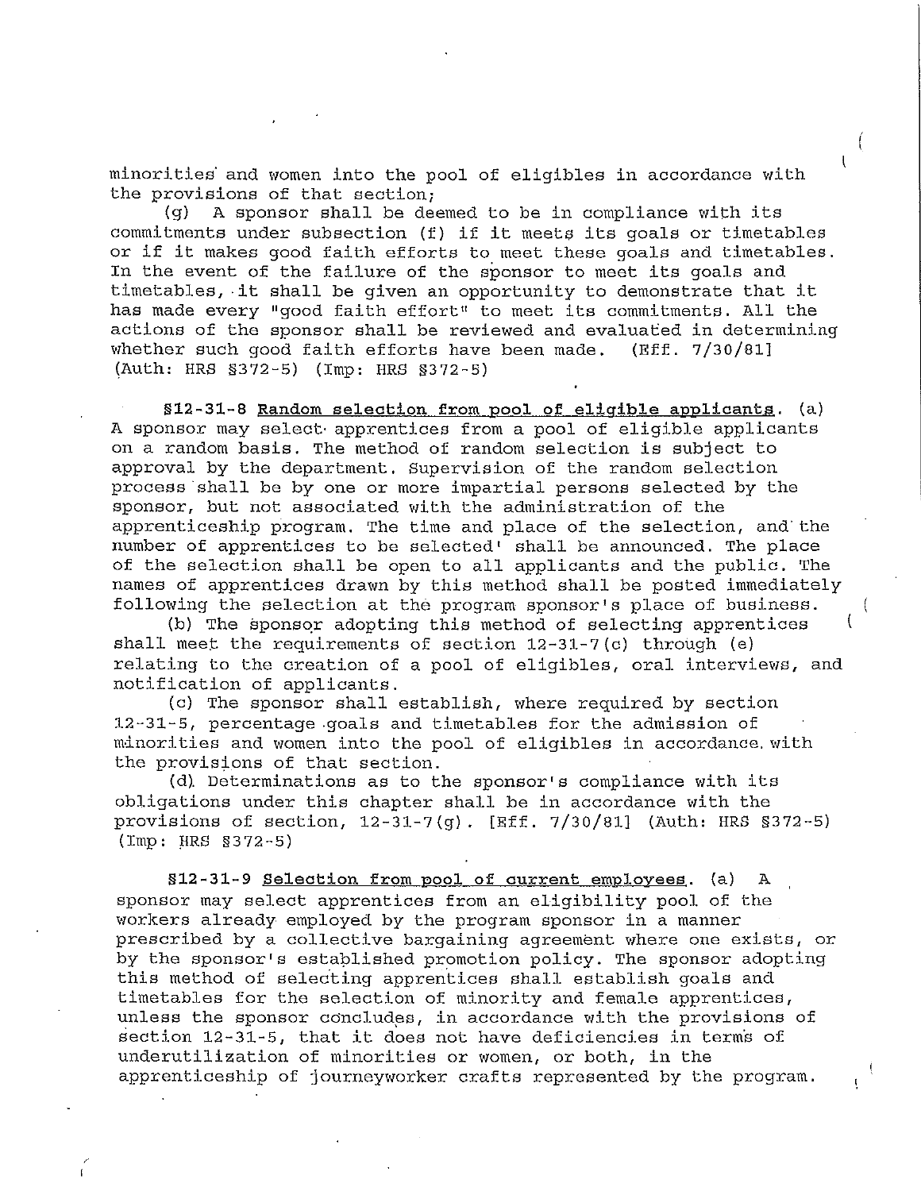minorities and women into the pool of eligibles in accordance with the provisions of that section;

(g) A sponsor shall be deemed to be in compliance with its commitments under subsection (f) if it meets its goals or timetables or if it makes good faith efforts to meet these goals and timetables. In the event of the failure of the sponsor to meet its goals and timetables, it shall be given an opportunity to demonstrate that it has made every "good faith effort" to meet its commitments. All the actions of the sponsor shall be reviewed and evaluated in determining whether such good faith efforts have been made. [Eff. 7/30/81] (Auth: HRS §372-5) (Imp: HRS §372-5)

§12-31-8 <u>Random selection from pool of eligible applicants</u>. (a) A sponsor may select apprentices from a pool of eligible applicants on a random basis. The method of random selection is subject to approval by the department. Supervision of the random selection process shall be by one or more impartial persons selected by the sponsor, but not associated with the administration of the apprenticeship program. The time and place of the selection, and the number of apprentices to be selected' shall be announced. The place of the selection shall be open to all applicants and the public. The names of apprentices drawn by this method shall be posted immediately following the selection at the program sponsor's place of business.

(b) The sponsor adopting this method of selecting apprentices shall meet the requirements of section 12-31-7(c) through (e) relating to the creation of a pool of eligibles, oral interviews, and notification of applicants.

(c) The sponsor shall establish, where required by section 12-31-5, percentage goals and timetables for the admission of minorities and women into the pool of eligibles in accordance with the provisions of that section.

(d) Determinations as to the sponsor's compliance with its obligations under this chapter shall be in accordance with the provisions of section, 12-31-7(g). [Eff. 7/30/81] (Auth: HRS §372-5) (Imp: HRS §372-5)

§12-31-9 <u>Selection from pool of current employees</u>. (a) A sponsor may select apprentices from an eligibility pool of the workers already employed by the program sponsor in a manner prescribed by a collective bargaining agreement where one exists, or by the sponsor's established promotion policy. The sponsor adopting this method of selecting apprentices shall establish goals and timetables for the selection of minority and female apprentices, unless the sponsor concludes, in accordance with the provisions of section 12-31-5, that it does not have deficiencies in terms of underutilization of minorities or women, or both, in the apprenticeship of journeyworker crafts represented by the program.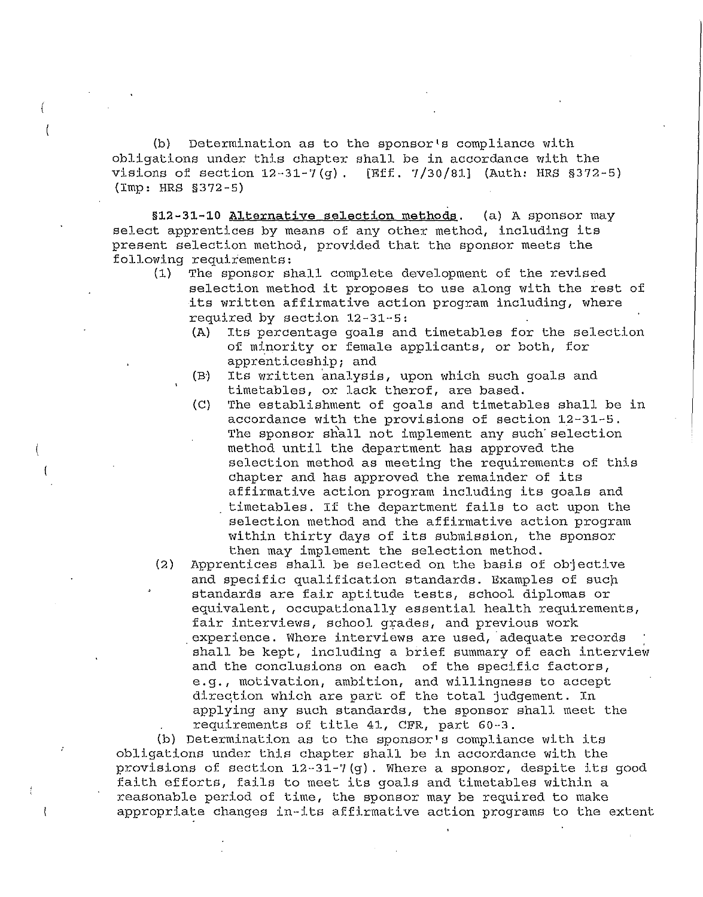(b) Determination as to the sponsor's compliance with obligations under this chapter shall be in accordance with the visions of section 12-31-7(g). [Eff. 7/30/81] (Auth: HRS §372-5) (Imp: HRS §372-5)

**§12-31-10** **Alternative selection methods.** (a) A sponsor may select apprentices by means of any other method, including its present selection method, provided that the sponsor meets the following requirements:

(1) The sponsor shall complete development of the revised selection method it proposes to use along with the rest of its written affirmative action program including, where required by section 12-31-5:

(A) Its percentage goals and timetables for the selection of minority or female applicants, or both, for apprenticeship; and

(B) Its written analysis, upon which such goals and timetables, or lack therof, are based.

(C) The establishment of goals and timetables shall be in accordance with the provisions of section 12-31-5. The sponsor shall not implement any such selection method until the department has approved the selection method as meeting the requirements of this chapter and has approved the remainder of its affirmative action program including its goals and timetables. If the department fails to act upon the selection method and the affirmative action program within thirty days of its submission, the sponsor then may implement the selection method.

(2) Apprentices shall be selected on the basis of objective and specific qualification standards. Examples of such standards are fair aptitude tests, school diplomas or equivalent, occupationally essential health requirements, fair interviews, school grades, and previous work experience. Where interviews are used, adequate records shall be kept, including a brief summary of each interview and the conclusions on each of the specific factors, e.g., motivation, ambition, and willingness to accept direction which are part of the total judgement. In applying any such standards, the sponsor shall meet the requirements of title 41, CFR, part 60-3.

(b) Determination as to the sponsor's compliance with its obligations under this chapter shall be in accordance with the provisions of section 12-31-7(g). Where a sponsor, despite its good faith efforts, fails to meet its goals and timetables within a reasonable period of time, the sponsor may be required to make appropriate changes in its affirmative action programs to the extent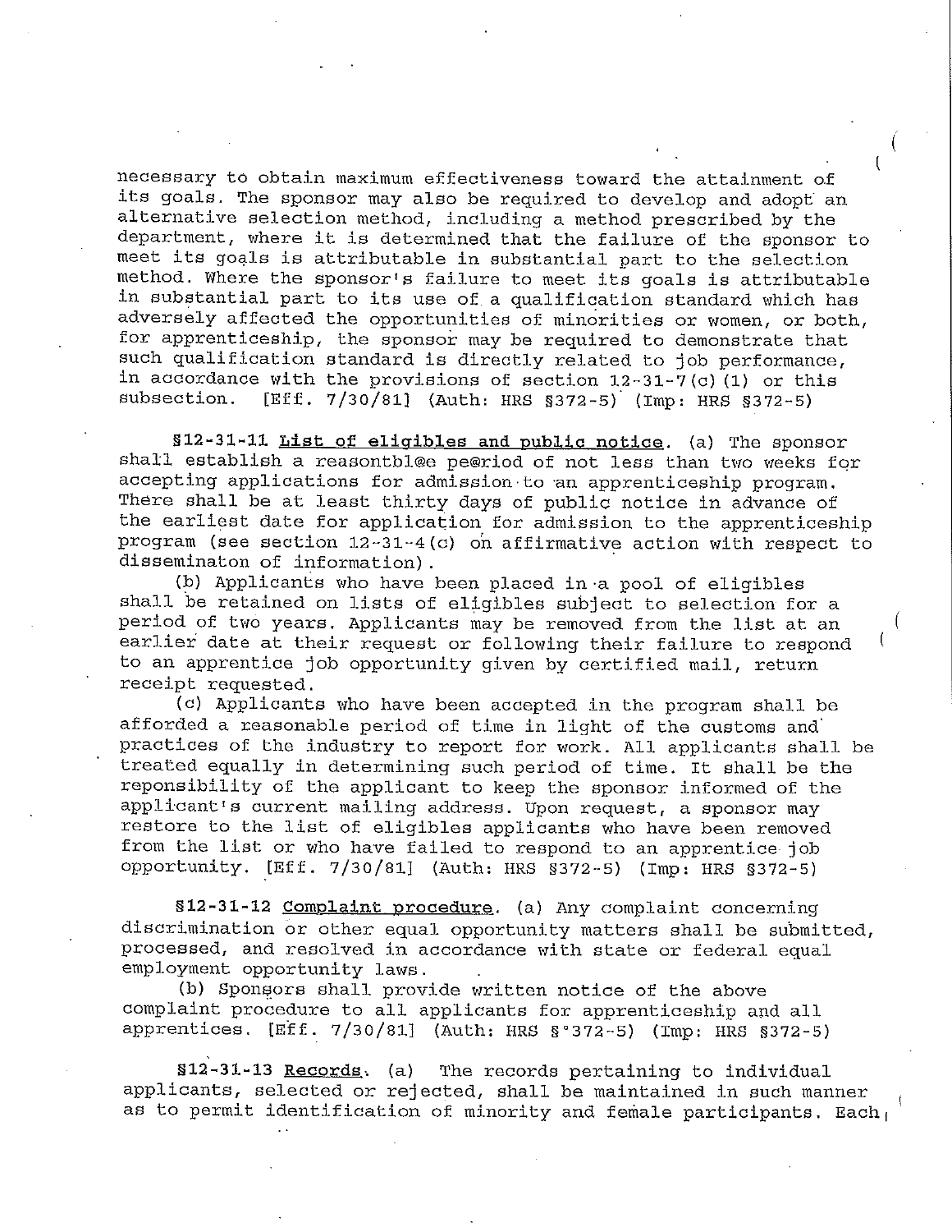necessary to obtain maximum effectiveness toward the attainment of its goals. The sponsor may also be required to develop and adopt an alternative selection method, including a method prescribed by the department, where it is determined that the failure of the sponsor to meet its goals is attributable in substantial part to the selection method. Where the sponsor's failure to meet its goals is attributable in substantial part to its use of a qualification standard which has adversely affected the opportunities of minorities or women, or both, for apprenticeship, the sponsor may be required to demonstrate that such qualification standard is directly related to job performance, in accordance with the provisions of section 12-31-7(c)(1) or this subsection. [Eff. 7/30/81] (Auth: HRS §372-5) (Imp: HRS §372-5)

§12-31-11 **List of eligibles and public notice**. (a) The sponsor shall establish a reasontbl@e pe@riod of not less than two weeks for accepting applications for admission to an apprenticeship program. There shall be at least thirty days of public notice in advance of the earliest date for application for admission to the apprenticeship program (see section 12-31-4(c) on affirmative action with respect to disseminaton of information).

(b) Applicants who have been placed in a pool of eligibles shall be retained on lists of eligibles subject to selection for a period of two years. Applicants may be removed from the list at an earlier date at their request or following their failure to respond to an apprentice job opportunity given by certified mail, return receipt requested.

(c) Applicants who have been accepted in the program shall be afforded a reasonable period of time in light of the customs and practices of the industry to report for work. All applicants shall be treated equally in determining such period of time. It shall be the reponsibility of the applicant to keep the sponsor informed of the applicant's current mailing address. Upon request, a sponsor may restore to the list of eligibles applicants who have been removed from the list or who have failed to respond to an apprentice job opportunity. [Eff. 7/30/81] (Auth: HRS §372-5) (Imp: HRS §372-5)

§12-31-12 Complaint procedure. (a) Any complaint concerning discrimination or other equal opportunity matters shall be submitted, processed, and resolved in accordance with state or federal equal employment opportunity laws.

(b) Sponsors shall provide written notice of the above complaint procedure to all applicants for apprenticeship and all apprentices. [Eff. 7/30/81] (Auth: HRS §°372-5) (Imp: HRS §372-5)

§12-31-13 Records. (a) The records pertaining to individual applicants, selected or rejected, shall be maintained in such manner as to permit identification of minority and female participants. Each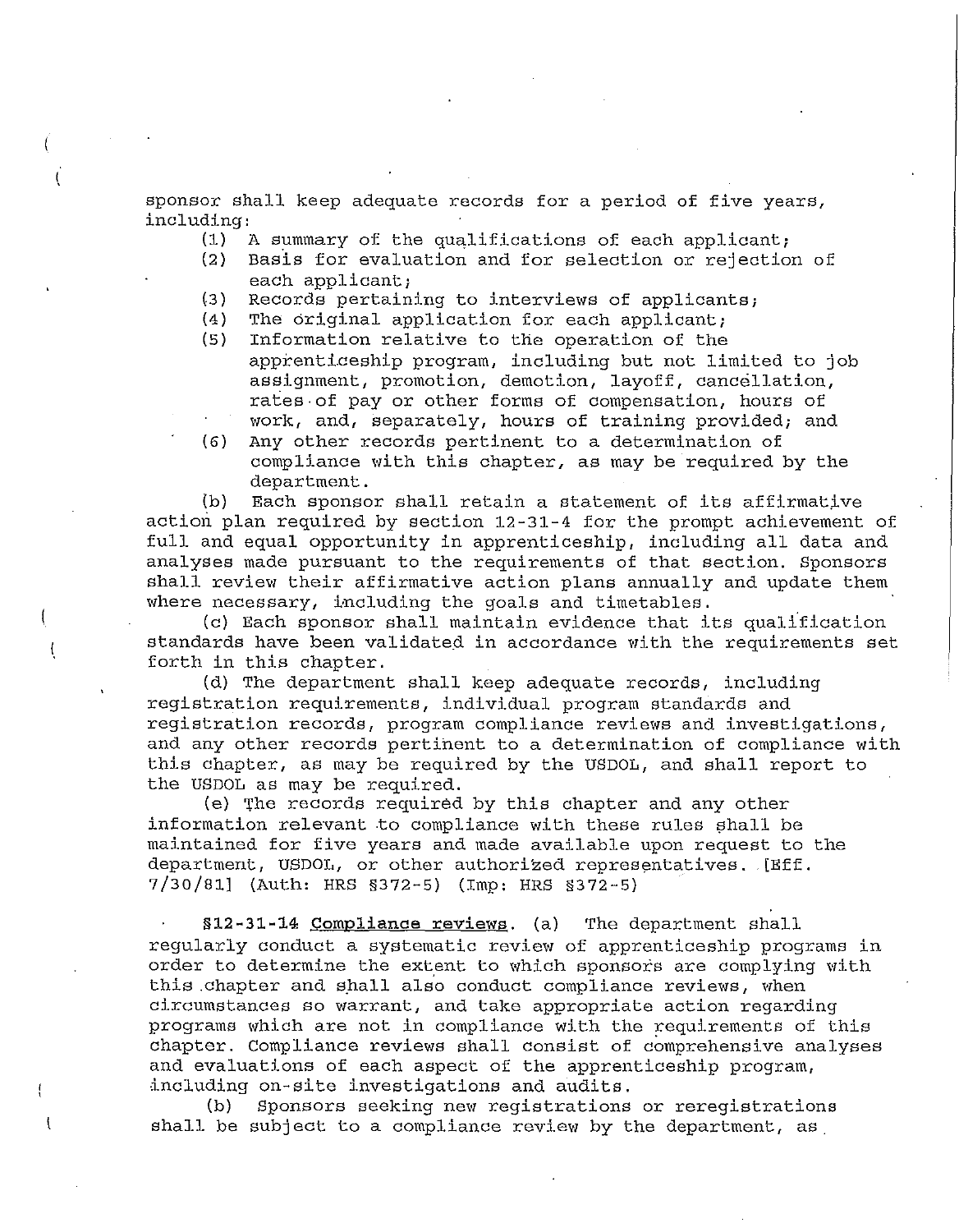sponsor shall keep adequate records for a period of five years, including:

(1) A summary of the qualifications of each applicant;
(2) Basis for evaluation and for selection or rejection of each applicant;
(3) Records pertaining to interviews of applicants;
(4) The original application for each applicant;
(5) Information relative to the operation of the apprenticeship program, including but not limited to job assignment, promotion, demotion, layoff, cancellation, rates of pay or other forms of compensation, hours of work, and, separately, hours of training provided; and
(6) Any other records pertinent to a determination of compliance with this chapter, as may be required by the department.

(b) Each sponsor shall retain a statement of its affirmative action plan required by section 12-31-4 for the prompt achievement of full and equal opportunity in apprenticeship, including all data and analyses made pursuant to the requirements of that section. Sponsors shall review their affirmative action plans annually and update them where necessary, including the goals and timetables.

(c) Each sponsor shall maintain evidence that its qualification standards have been validated in accordance with the requirements set forth in this chapter.

(d) The department shall keep adequate records, including registration requirements, individual program standards and registration records, program compliance reviews and investigations, and any other records pertinent to a determination of compliance with this chapter, as may be required by the USDOL, and shall report to the USDOL as may be required.

(e) The records required by this chapter and any other information relevant to compliance with these rules shall be maintained for five years and made available upon request to the department, USDOL, or other authorized representatives. [Eff. 7/30/81] (Auth: HRS §372-5) (Imp: HRS §372-5)

§12-31-14 Compliance reviews. (a) The department shall regularly conduct a systematic review of apprenticeship programs in order to determine the extent to which sponsors are complying with this chapter and shall also conduct compliance reviews, when circumstances so warrant, and take appropriate action regarding programs which are not in compliance with the requirements of this chapter. Compliance reviews shall consist of comprehensive analyses and evaluations of each aspect of the apprenticeship program, including on-site investigations and audits.

(b) Sponsors seeking new registrations or reregistrations shall be subject to a compliance review by the department, as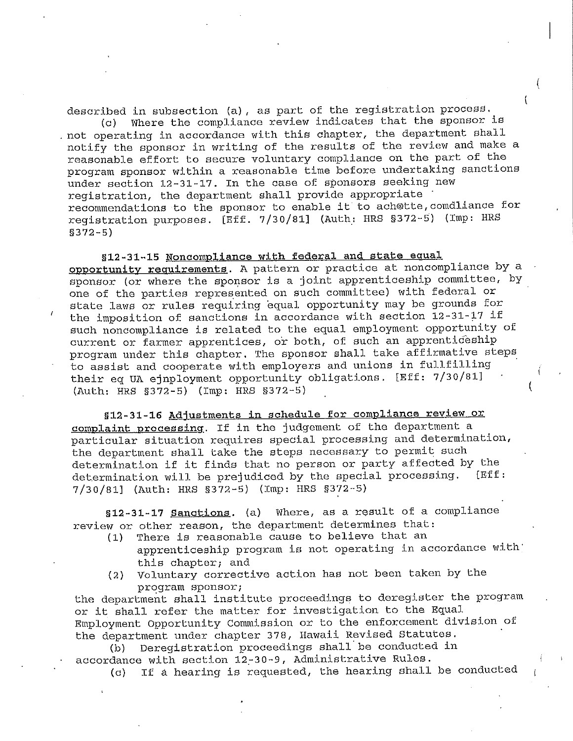described in subsection (a), as part of the registration process.

(c) Where the compliance review indicates that the sponsor is not operating in accordance with this chapter, the department shall notify the sponsor in writing of the results of the review and make a reasonable effort to secure voluntary compliance on the part of the program sponsor within a reasonable time before undertaking sanctions under section 12-31-17. In the case of sponsors seeking new registration, the department shall provide appropriate recommendations to the sponsor to enable it to ach@tte,comdliance for registration purposes. [Eff. 7/30/81] (Auth: HRS §372-5) (Imp: HRS §372-5)

§12-31-15 <u>Noncompliance with federal and state equal opportunity requirements</u>. A pattern or practice at noncompliance by a sponsor (or where the sponsor is a joint apprenticeship committee, by one of the parties represented on such committee) with federal or state laws or rules requiring equal opportunity may be grounds for the imposition of sanctions in accordance with section 12-31-17 if such noncompliance is related to the equal employment opportunity of current or farmer apprentices, or both, of such an apprenticeship program under this chapter. The sponsor shall take affirmative steps to assist and cooperate with employers and unions in fullfilling their eq UA ejnployment opportunity obligations. [Eff: 7/30/81] (Auth: HRS §372-5) (Imp: HRS §372-5)

§12-31-16 <u>Adjustments in schedule for compliance review or complaint processing</u>. If in the judgement of the department a particular situation requires special processing and determination, the department shall take the steps necessary to permit such determination if it finds that no person or party affected by the determination will be prejudiced by the special processing. [Eff: 7/30/81] (Auth: HRS §372-5) (Imp: HRS §372-5)

§12-31-17 <u>Sanctions</u>. (a) Where, as a result of a compliance review or other reason, the department determines that:

(1) There is reasonable cause to believe that an apprenticeship program is not operating in accordance with this chapter; and
(2) Voluntary corrective action has not been taken by the program sponsor;

the department shall institute proceedings to deregister the program or it shall refer the matter for investigation to the Equal Employment Opportunity Commission or to the enforcement division of the department under chapter 378, Hawaii Revised Statutes.

(b) Deregistration proceedings shall be conducted in accordance with section 12-30-9, Administrative Rules.

(c) If a hearing is requested, the hearing shall be conducted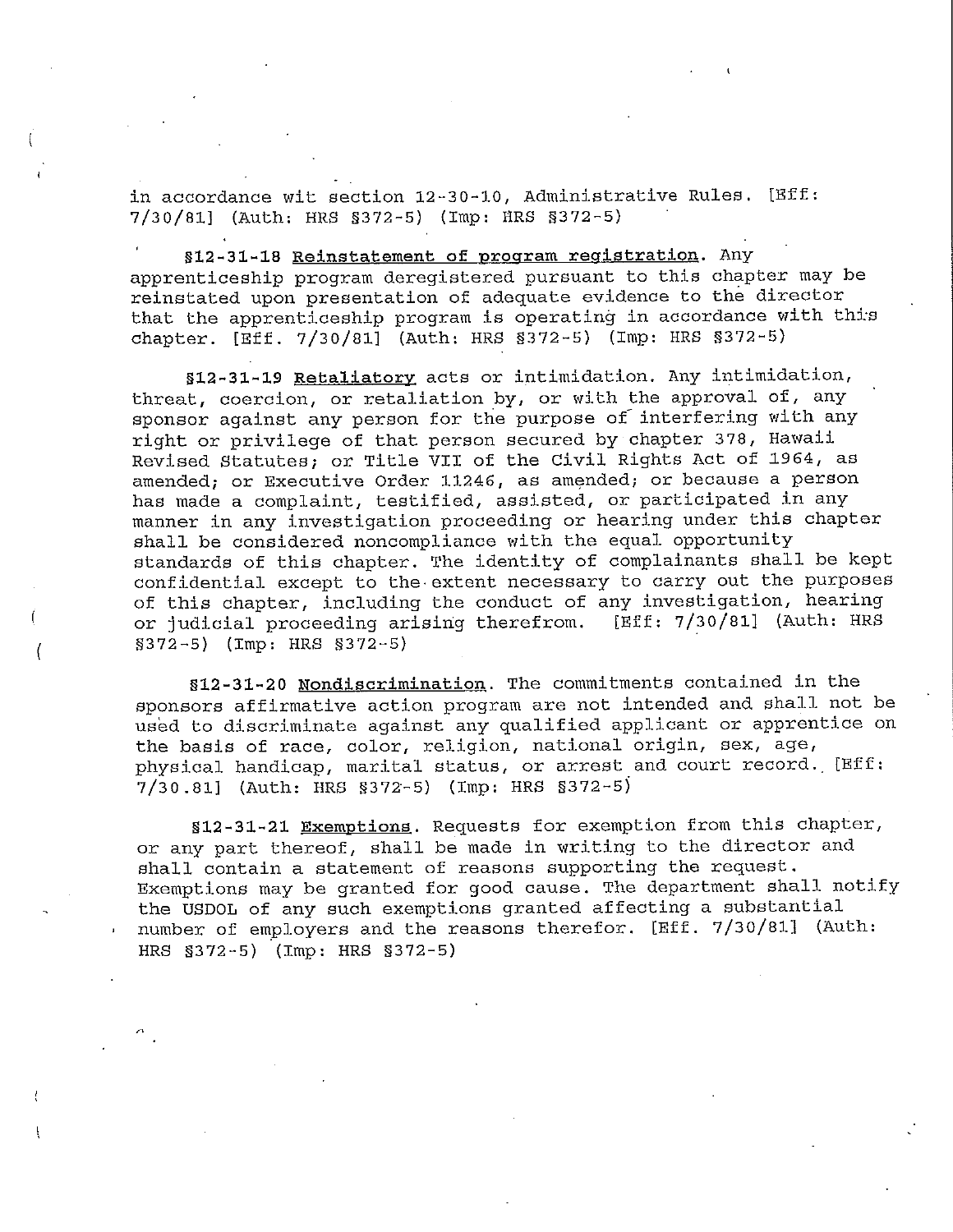in accordance wit section 12-30-10, Administrative Rules. [Eff: 7/30/81] (Auth: HRS §372-5) (Imp: HRS §372-5)

§12-31-18 Reinstatement of program registration. Any apprenticeship program deregistered pursuant to this chapter may be reinstated upon presentation of adequate evidence to the director that the apprenticeship program is operating in accordance with this chapter. [Eff. 7/30/81] (Auth: HRS §372-5) (Imp: HRS §372-5)

§12-31-19 Retaliatory acts or intimidation. Any intimidation, threat, coercion, or retaliation by, or with the approval of, any sponsor against any person for the purpose of interfering with any right or privilege of that person secured by chapter 378, Hawaii Revised Statutes; or Title VII of the Civil Rights Act of 1964, as amended; or Executive Order 11246, as amended; or because a person has made a complaint, testified, assisted, or participated in any manner in any investigation proceeding or hearing under this chapter shall be considered noncompliance with the equal opportunity standards of this chapter. The identity of complainants shall be kept confidential except to the extent necessary to carry out the purposes of this chapter, including the conduct of any investigation, hearing or judicial proceeding arising therefrom. [Eff: 7/30/81] (Auth: HRS §372-5) (Imp: HRS §372-5)

§12-31-20 Nondiscrimination. The commitments contained in the sponsors affirmative action program are not intended and shall not be used to discriminate against any qualified applicant or apprentice on the basis of race, color, religion, national origin, sex, age, physical handicap, marital status, or arrest and court record. [Eff: 7/30.81] (Auth: HRS §372-5) (Imp: HRS §372-5)

§12-31-21 Exemptions. Requests for exemption from this chapter, or any part thereof, shall be made in writing to the director and shall contain a statement of reasons supporting the request. Exemptions may be granted for good cause. The department shall notify the USDOL of any such exemptions granted affecting a substantial number of employers and the reasons therefor. [Eff. 7/30/81] (Auth: HRS §372-5) (Imp: HRS §372-5)